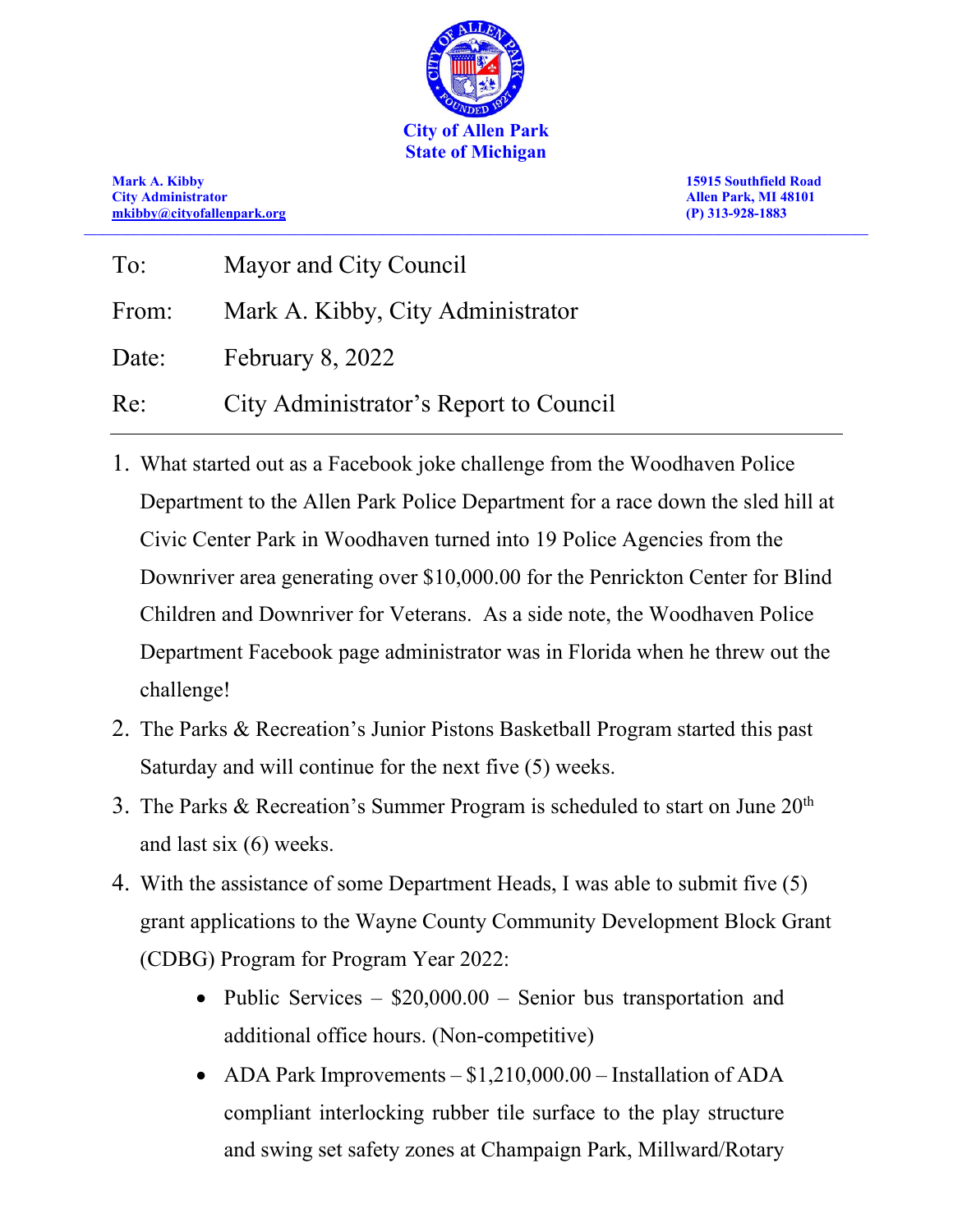**City of Allen Park**
**State of Michigan**

**Mark A. Kibby**
**City Administrator**
**mkibby@cityofallenpark.org**

**15915 Southfield Road**
**Allen Park, MI 48101**
**(P) 313-928-1883**

---

To: Mayor and City Council

From: Mark A. Kibby, City Administrator

Date: February 8, 2022

Re: City Administrator's Report to Council

---

1. What started out as a Facebook joke challenge from the Woodhaven Police Department to the Allen Park Police Department for a race down the sled hill at Civic Center Park in Woodhaven turned into 19 Police Agencies from the Downriver area generating over $10,000.00 for the Penrickton Center for Blind Children and Downriver for Veterans. As a side note, the Woodhaven Police Department Facebook page administrator was in Florida when he threw out the challenge!
2. The Parks & Recreation's Junior Pistons Basketball Program started this past Saturday and will continue for the next five (5) weeks.
3. The Parks & Recreation's Summer Program is scheduled to start on June 20th and last six (6) weeks.
4. With the assistance of some Department Heads, I was able to submit five (5) grant applications to the Wayne County Community Development Block Grant (CDBG) Program for Program Year 2022:
    - Public Services – $20,000.00 – Senior bus transportation and additional office hours. (Non-competitive)
    - ADA Park Improvements – $1,210,000.00 – Installation of ADA compliant interlocking rubber tile surface to the play structure and swing set safety zones at Champaign Park, Millward/Rotary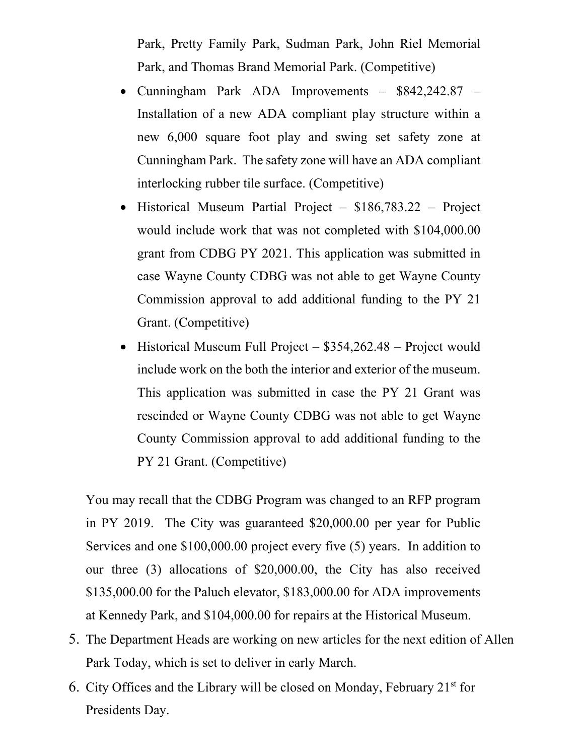Park, Pretty Family Park, Sudman Park, John Riel Memorial Park, and Thomas Brand Memorial Park. (Competitive)

- Cunningham Park ADA Improvements – $842,242.87 – Installation of a new ADA compliant play structure within a new 6,000 square foot play and swing set safety zone at Cunningham Park. The safety zone will have an ADA compliant interlocking rubber tile surface. (Competitive)
- Historical Museum Partial Project – $186,783.22 – Project would include work that was not completed with $104,000.00 grant from CDBG PY 2021. This application was submitted in case Wayne County CDBG was not able to get Wayne County Commission approval to add additional funding to the PY 21 Grant. (Competitive)
- Historical Museum Full Project – $354,262.48 – Project would include work on the both the interior and exterior of the museum. This application was submitted in case the PY 21 Grant was rescinded or Wayne County CDBG was not able to get Wayne County Commission approval to add additional funding to the PY 21 Grant. (Competitive)

You may recall that the CDBG Program was changed to an RFP program in PY 2019. The City was guaranteed $20,000.00 per year for Public Services and one $100,000.00 project every five (5) years. In addition to our three (3) allocations of $20,000.00, the City has also received $135,000.00 for the Paluch elevator, $183,000.00 for ADA improvements at Kennedy Park, and $104,000.00 for repairs at the Historical Museum.

5. The Department Heads are working on new articles for the next edition of Allen Park Today, which is set to deliver in early March.
6. City Offices and the Library will be closed on Monday, February 21st for Presidents Day.